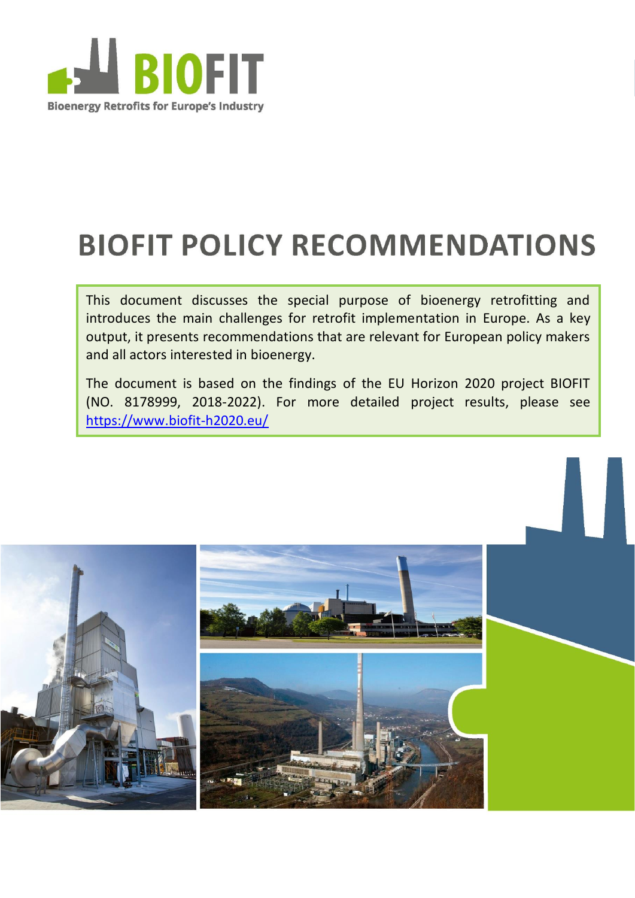BIOFIT

Bioenergy Retrofits for Europe's Industry

# BIOFIT POLICY RECOMMENDATIONS

This document discusses the special purpose of bioenergy retrofitting and introduces the main challenges for retrofit implementation in Europe. As a key output, it presents recommendations that are relevant for European policy makers and all actors interested in bioenergy.

The document is based on the findings of the EU Horizon 2020 project BIOFIT (NO. 8178999, 2018-2022). For more detailed project results, please see https://www.biofit-h2020.eu/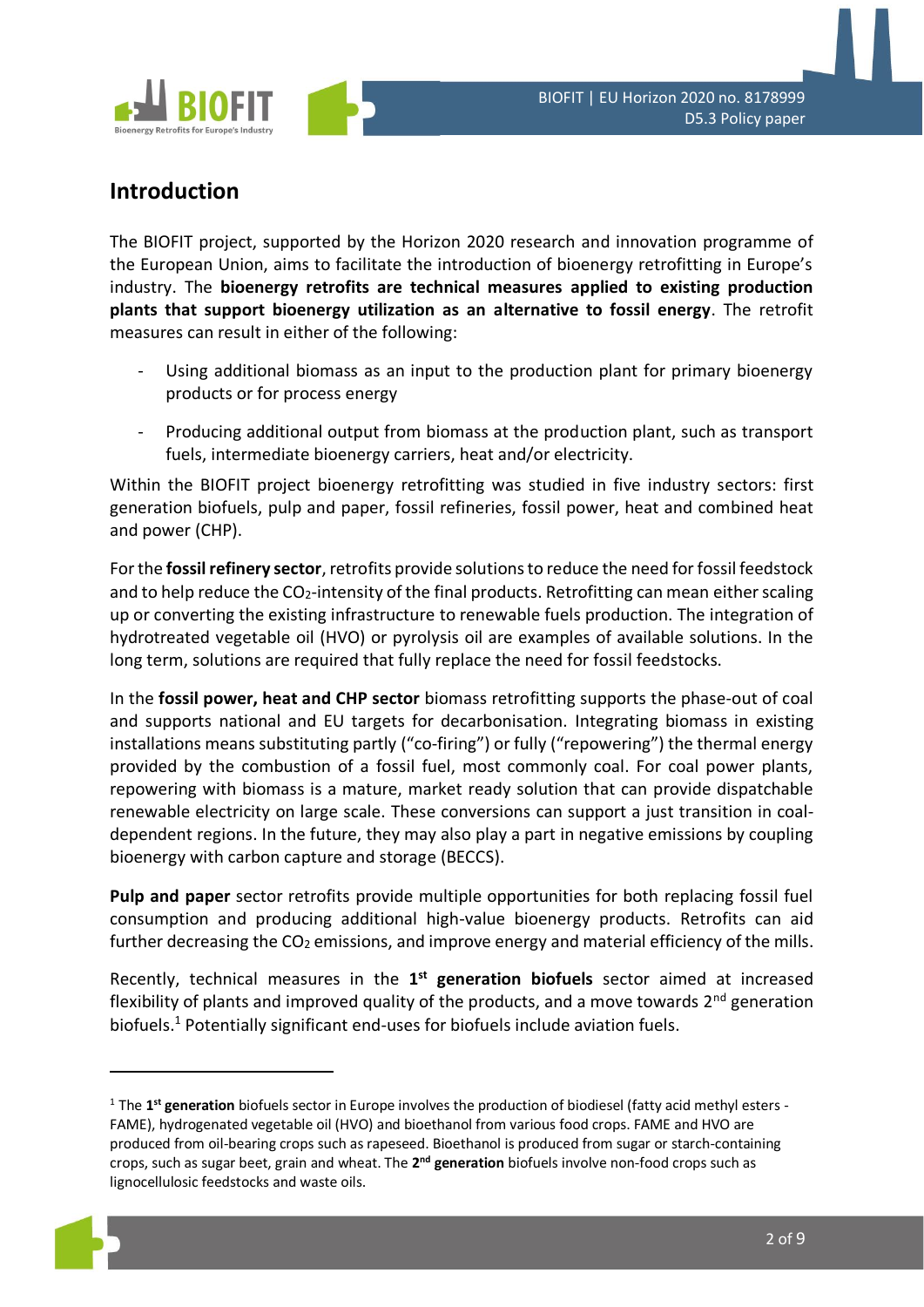## Introduction

The BIOFIT project, supported by the Horizon 2020 research and innovation programme of the European Union, aims to facilitate the introduction of bioenergy retrofitting in Europe's industry. The **bioenergy retrofits are technical measures applied to existing production plants that support bioenergy utilization as an alternative to fossil energy**. The retrofit measures can result in either of the following:

- Using additional biomass as an input to the production plant for primary bioenergy products or for process energy
- Producing additional output from biomass at the production plant, such as transport fuels, intermediate bioenergy carriers, heat and/or electricity.

Within the BIOFIT project bioenergy retrofitting was studied in five industry sectors: first generation biofuels, pulp and paper, fossil refineries, fossil power, heat and combined heat and power (CHP).

For the **fossil refinery sector**, retrofits provide solutions to reduce the need for fossil feedstock and to help reduce the $CO_2$-intensity of the final products. Retrofitting can mean either scaling up or converting the existing infrastructure to renewable fuels production. The integration of hydrotreated vegetable oil (HVO) or pyrolysis oil are examples of available solutions. In the long term, solutions are required that fully replace the need for fossil feedstocks.

In the **fossil power, heat and CHP sector** biomass retrofitting supports the phase-out of coal and supports national and EU targets for decarbonisation. Integrating biomass in existing installations means substituting partly ("co-firing") or fully ("repowering") the thermal energy provided by the combustion of a fossil fuel, most commonly coal. For coal power plants, repowering with biomass is a mature, market ready solution that can provide dispatchable renewable electricity on large scale. These conversions can support a just transition in coal-dependent regions. In the future, they may also play a part in negative emissions by coupling bioenergy with carbon capture and storage (BECCS).

**Pulp and paper** sector retrofits provide multiple opportunities for both replacing fossil fuel consumption and producing additional high-value bioenergy products. Retrofits can aid further decreasing the $CO_2$ emissions, and improve energy and material efficiency of the mills.

Recently, technical measures in the **1st generation biofuels** sector aimed at increased flexibility of plants and improved quality of the products, and a move towards 2nd generation biofuels.[1] Potentially significant end-uses for biofuels include aviation fuels.

---

[1] The **1st generation** biofuels sector in Europe involves the production of biodiesel (fatty acid methyl esters - FAME), hydrogenated vegetable oil (HVO) and bioethanol from various food crops. FAME and HVO are produced from oil-bearing crops such as rapeseed. Bioethanol is produced from sugar or starch-containing crops, such as sugar beet, grain and wheat. The **2nd generation** biofuels involve non-food crops such as lignocellulosic feedstocks and waste oils.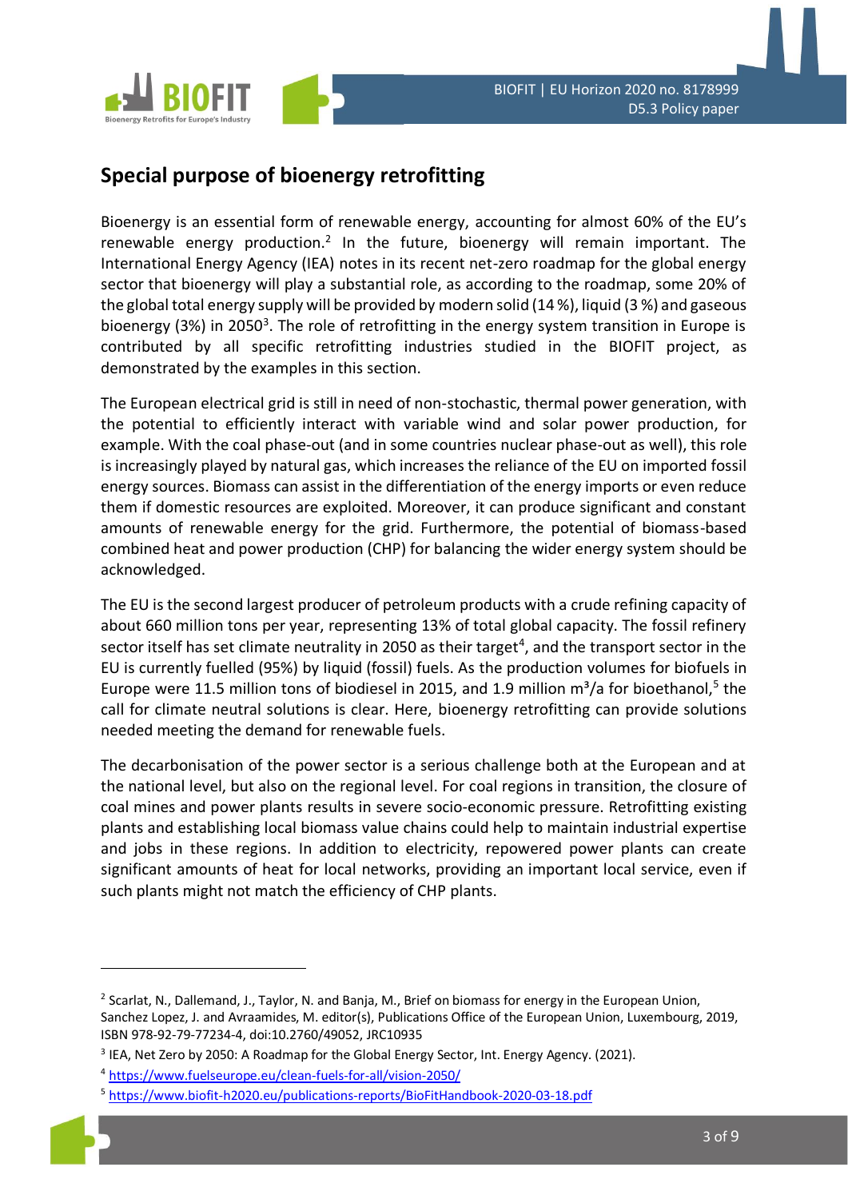## Special purpose of bioenergy retrofitting

Bioenergy is an essential form of renewable energy, accounting for almost 60% of the EU's renewable energy production.[2] In the future, bioenergy will remain important. The International Energy Agency (IEA) notes in its recent net-zero roadmap for the global energy sector that bioenergy will play a substantial role, as according to the roadmap, some 20% of the global total energy supply will be provided by modern solid (14 %), liquid (3 %) and gaseous bioenergy (3%) in 2050[3]. The role of retrofitting in the energy system transition in Europe is contributed by all specific retrofitting industries studied in the BIOFIT project, as demonstrated by the examples in this section.

The European electrical grid is still in need of non-stochastic, thermal power generation, with the potential to efficiently interact with variable wind and solar power production, for example. With the coal phase-out (and in some countries nuclear phase-out as well), this role is increasingly played by natural gas, which increases the reliance of the EU on imported fossil energy sources. Biomass can assist in the differentiation of the energy imports or even reduce them if domestic resources are exploited. Moreover, it can produce significant and constant amounts of renewable energy for the grid. Furthermore, the potential of biomass-based combined heat and power production (CHP) for balancing the wider energy system should be acknowledged.

The EU is the second largest producer of petroleum products with a crude refining capacity of about 660 million tons per year, representing 13% of total global capacity. The fossil refinery sector itself has set climate neutrality in 2050 as their target[4], and the transport sector in the EU is currently fuelled (95%) by liquid (fossil) fuels. As the production volumes for biofuels in Europe were 11.5 million tons of biodiesel in 2015, and 1.9 million m³/a for bioethanol,[5] the call for climate neutral solutions is clear. Here, bioenergy retrofitting can provide solutions needed meeting the demand for renewable fuels.

The decarbonisation of the power sector is a serious challenge both at the European and at the national level, but also on the regional level. For coal regions in transition, the closure of coal mines and power plants results in severe socio-economic pressure. Retrofitting existing plants and establishing local biomass value chains could help to maintain industrial expertise and jobs in these regions. In addition to electricity, repowered power plants can create significant amounts of heat for local networks, providing an important local service, even if such plants might not match the efficiency of CHP plants.

---

[2] Scarlat, N., Dallemand, J., Taylor, N. and Banja, M., Brief on biomass for energy in the European Union, Sanchez Lopez, J. and Avraamides, M. editor(s), Publications Office of the European Union, Luxembourg, 2019, ISBN 978-92-79-77234-4, doi:10.2760/49052, JRC10935

[3] IEA, Net Zero by 2050: A Roadmap for the Global Energy Sector, Int. Energy Agency. (2021).

[4] https://www.fuelseurope.eu/clean-fuels-for-all/vision-2050/

[5] https://www.biofit-h2020.eu/publications-reports/BioFitHandbook-2020-03-18.pdf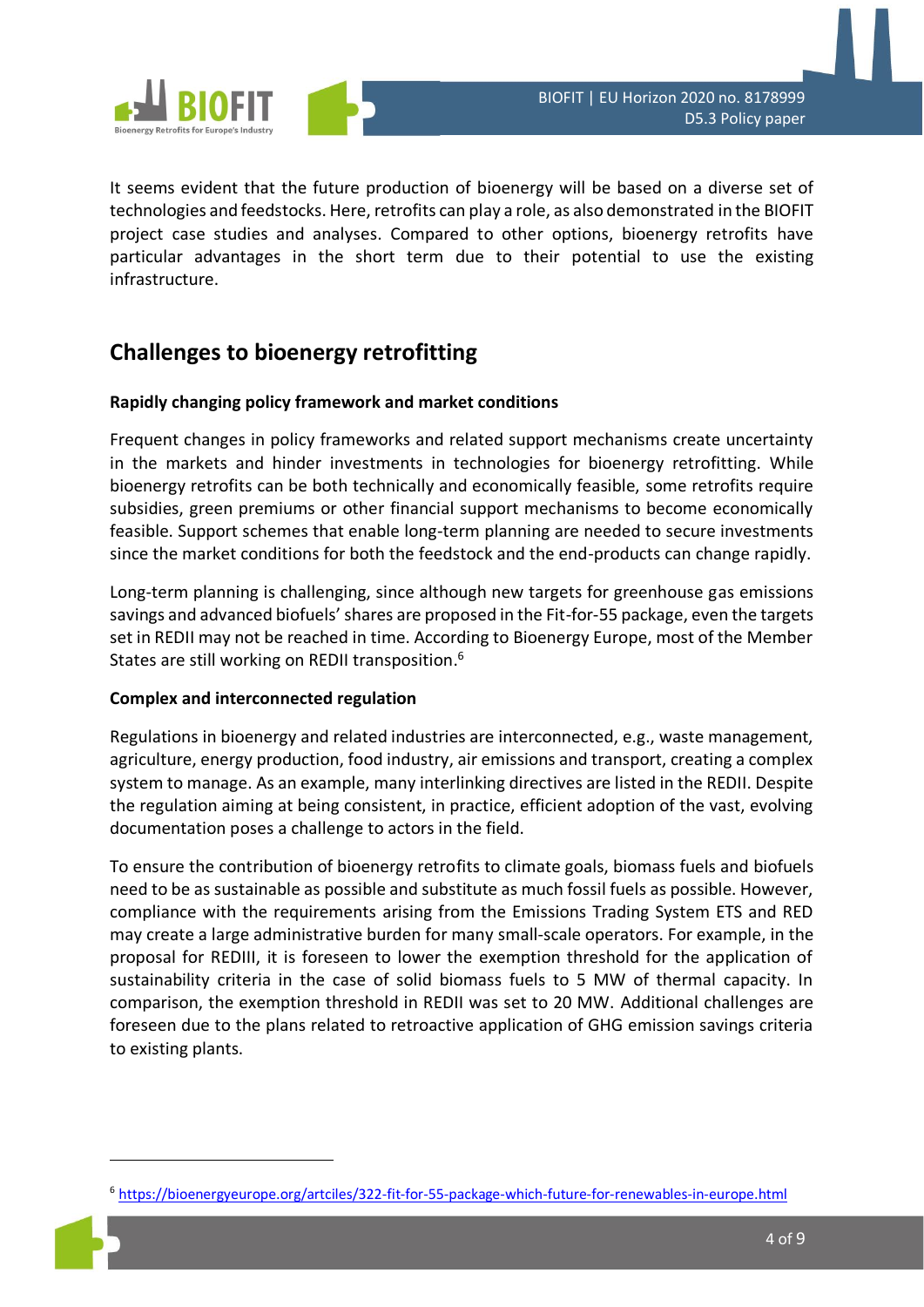It seems evident that the future production of bioenergy will be based on a diverse set of technologies and feedstocks. Here, retrofits can play a role, as also demonstrated in the BIOFIT project case studies and analyses. Compared to other options, bioenergy retrofits have particular advantages in the short term due to their potential to use the existing infrastructure.

## Challenges to bioenergy retrofitting

**Rapidly changing policy framework and market conditions**

Frequent changes in policy frameworks and related support mechanisms create uncertainty in the markets and hinder investments in technologies for bioenergy retrofitting. While bioenergy retrofits can be both technically and economically feasible, some retrofits require subsidies, green premiums or other financial support mechanisms to become economically feasible. Support schemes that enable long-term planning are needed to secure investments since the market conditions for both the feedstock and the end-products can change rapidly.

Long-term planning is challenging, since although new targets for greenhouse gas emissions savings and advanced biofuels' shares are proposed in the Fit-for-55 package, even the targets set in REDII may not be reached in time. According to Bioenergy Europe, most of the Member States are still working on REDII transposition.[6]

**Complex and interconnected regulation**

Regulations in bioenergy and related industries are interconnected, e.g., waste management, agriculture, energy production, food industry, air emissions and transport, creating a complex system to manage. As an example, many interlinking directives are listed in the REDII. Despite the regulation aiming at being consistent, in practice, efficient adoption of the vast, evolving documentation poses a challenge to actors in the field.

To ensure the contribution of bioenergy retrofits to climate goals, biomass fuels and biofuels need to be as sustainable as possible and substitute as much fossil fuels as possible. However, compliance with the requirements arising from the Emissions Trading System ETS and RED may create a large administrative burden for many small-scale operators. For example, in the proposal for REDIII, it is foreseen to lower the exemption threshold for the application of sustainability criteria in the case of solid biomass fuels to 5 MW of thermal capacity. In comparison, the exemption threshold in REDII was set to 20 MW. Additional challenges are foreseen due to the plans related to retroactive application of GHG emission savings criteria to existing plants.

[6] https://bioenergyeurope.org/artciles/322-fit-for-55-package-which-future-for-renewables-in-europe.html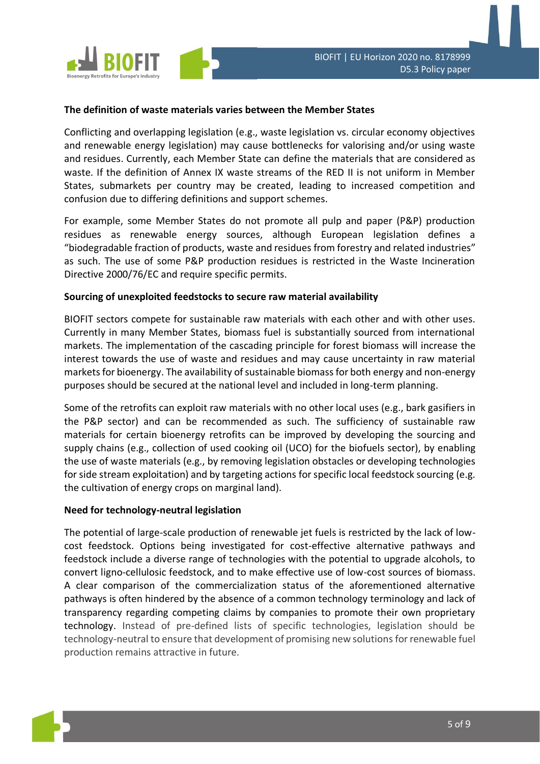### The definition of waste materials varies between the Member States

Conflicting and overlapping legislation (e.g., waste legislation vs. circular economy objectives and renewable energy legislation) may cause bottlenecks for valorising and/or using waste and residues. Currently, each Member State can define the materials that are considered as waste. If the definition of Annex IX waste streams of the RED II is not uniform in Member States, submarkets per country may be created, leading to increased competition and confusion due to differing definitions and support schemes.

For example, some Member States do not promote all pulp and paper (P&P) production residues as renewable energy sources, although European legislation defines a "biodegradable fraction of products, waste and residues from forestry and related industries" as such. The use of some P&P production residues is restricted in the Waste Incineration Directive 2000/76/EC and require specific permits.

### Sourcing of unexploited feedstocks to secure raw material availability

BIOFIT sectors compete for sustainable raw materials with each other and with other uses. Currently in many Member States, biomass fuel is substantially sourced from international markets. The implementation of the cascading principle for forest biomass will increase the interest towards the use of waste and residues and may cause uncertainty in raw material markets for bioenergy. The availability of sustainable biomass for both energy and non-energy purposes should be secured at the national level and included in long-term planning.

Some of the retrofits can exploit raw materials with no other local uses (e.g., bark gasifiers in the P&P sector) and can be recommended as such. The sufficiency of sustainable raw materials for certain bioenergy retrofits can be improved by developing the sourcing and supply chains (e.g., collection of used cooking oil (UCO) for the biofuels sector), by enabling the use of waste materials (e.g., by removing legislation obstacles or developing technologies for side stream exploitation) and by targeting actions for specific local feedstock sourcing (e.g. the cultivation of energy crops on marginal land).

### Need for technology-neutral legislation

The potential of large-scale production of renewable jet fuels is restricted by the lack of low-cost feedstock. Options being investigated for cost-effective alternative pathways and feedstock include a diverse range of technologies with the potential to upgrade alcohols, to convert ligno-cellulosic feedstock, and to make effective use of low-cost sources of biomass. A clear comparison of the commercialization status of the aforementioned alternative pathways is often hindered by the absence of a common technology terminology and lack of transparency regarding competing claims by companies to promote their own proprietary technology. Instead of pre-defined lists of specific technologies, legislation should be technology-neutral to ensure that development of promising new solutions for renewable fuel production remains attractive in future.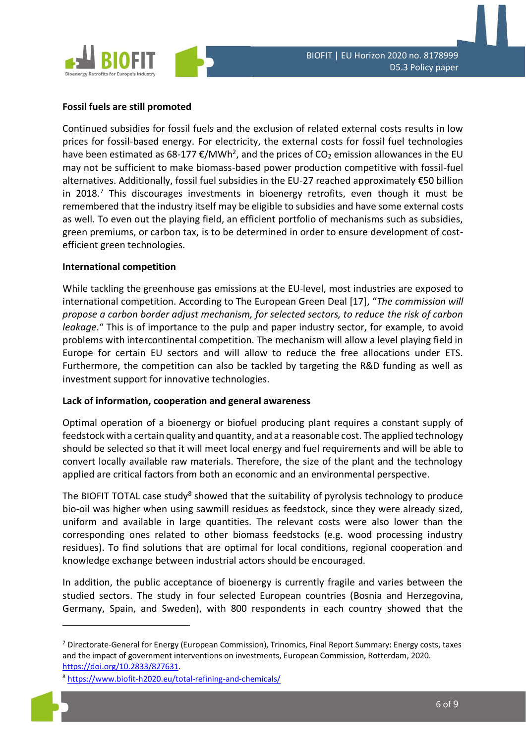**Fossil fuels are still promoted**

Continued subsidies for fossil fuels and the exclusion of related external costs results in low prices for fossil-based energy. For electricity, the external costs for fossil fuel technologies have been estimated as 68-177 €/MWh[2], and the prices of $CO_2$ emission allowances in the EU may not be sufficient to make biomass-based power production competitive with fossil-fuel alternatives. Additionally, fossil fuel subsidies in the EU-27 reached approximately €50 billion in 2018.[7] This discourages investments in bioenergy retrofits, even though it must be remembered that the industry itself may be eligible to subsidies and have some external costs as well. To even out the playing field, an efficient portfolio of mechanisms such as subsidies, green premiums, or carbon tax, is to be determined in order to ensure development of cost-efficient green technologies.

**International competition**

While tackling the greenhouse gas emissions at the EU-level, most industries are exposed to international competition. According to The European Green Deal [17], "*The commission will propose a carbon border adjust mechanism, for selected sectors, to reduce the risk of carbon leakage*." This is of importance to the pulp and paper industry sector, for example, to avoid problems with intercontinental competition. The mechanism will allow a level playing field in Europe for certain EU sectors and will allow to reduce the free allocations under ETS. Furthermore, the competition can also be tackled by targeting the R&D funding as well as investment support for innovative technologies.

**Lack of information, cooperation and general awareness**

Optimal operation of a bioenergy or biofuel producing plant requires a constant supply of feedstock with a certain quality and quantity, and at a reasonable cost. The applied technology should be selected so that it will meet local energy and fuel requirements and will be able to convert locally available raw materials. Therefore, the size of the plant and the technology applied are critical factors from both an economic and an environmental perspective.

The BIOFIT TOTAL case study[8] showed that the suitability of pyrolysis technology to produce bio-oil was higher when using sawmill residues as feedstock, since they were already sized, uniform and available in large quantities. The relevant costs were also lower than the corresponding ones related to other biomass feedstocks (e.g. wood processing industry residues). To find solutions that are optimal for local conditions, regional cooperation and knowledge exchange between industrial actors should be encouraged.

In addition, the public acceptance of bioenergy is currently fragile and varies between the studied sectors. The study in four selected European countries (Bosnia and Herzegovina, Germany, Spain, and Sweden), with 800 respondents in each country showed that the

---

[7] Directorate-General for Energy (European Commission), Trinomics, Final Report Summary: Energy costs, taxes and the impact of government interventions on investments, European Commission, Rotterdam, 2020. https://doi.org/10.2833/827631.

[8] https://www.biofit-h2020.eu/total-refining-and-chemicals/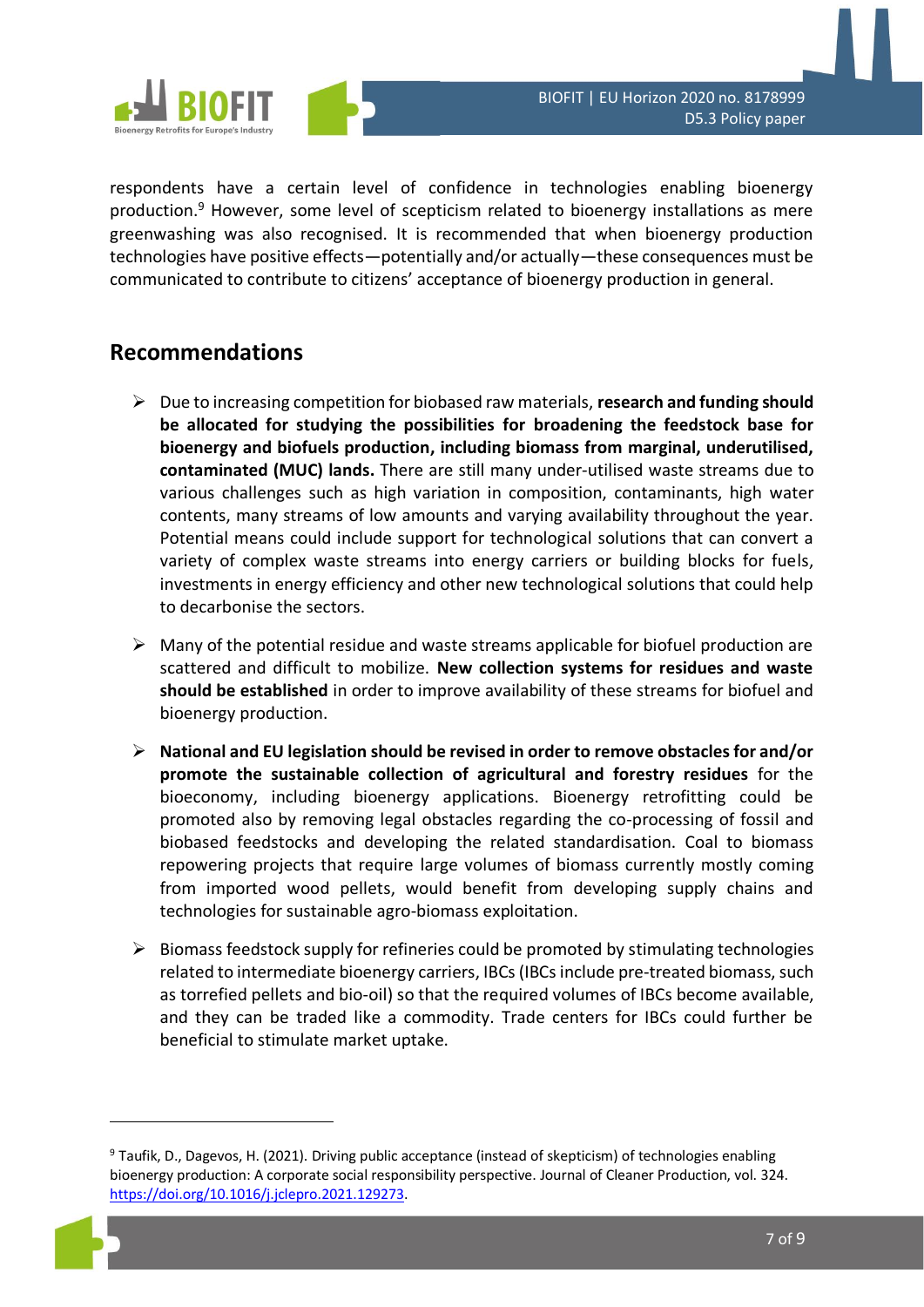respondents have a certain level of confidence in technologies enabling bioenergy production.[9] However, some level of scepticism related to bioenergy installations as mere greenwashing was also recognised. It is recommended that when bioenergy production technologies have positive effects—potentially and/or actually—these consequences must be communicated to contribute to citizens' acceptance of bioenergy production in general.

## Recommendations

- Due to increasing competition for biobased raw materials, **research and funding should be allocated for studying the possibilities for broadening the feedstock base for bioenergy and biofuels production, including biomass from marginal, underutilised, contaminated (MUC) lands.** There are still many under-utilised waste streams due to various challenges such as high variation in composition, contaminants, high water contents, many streams of low amounts and varying availability throughout the year. Potential means could include support for technological solutions that can convert a variety of complex waste streams into energy carriers or building blocks for fuels, investments in energy efficiency and other new technological solutions that could help to decarbonise the sectors.

- Many of the potential residue and waste streams applicable for biofuel production are scattered and difficult to mobilize. **New collection systems for residues and waste should be established** in order to improve availability of these streams for biofuel and bioenergy production.

- **National and EU legislation should be revised in order to remove obstacles for and/or promote the sustainable collection of agricultural and forestry residues** for the bioeconomy, including bioenergy applications. Bioenergy retrofitting could be promoted also by removing legal obstacles regarding the co-processing of fossil and biobased feedstocks and developing the related standardisation. Coal to biomass repowering projects that require large volumes of biomass currently mostly coming from imported wood pellets, would benefit from developing supply chains and technologies for sustainable agro-biomass exploitation.

- Biomass feedstock supply for refineries could be promoted by stimulating technologies related to intermediate bioenergy carriers, IBCs (IBCs include pre-treated biomass, such as torrefied pellets and bio-oil) so that the required volumes of IBCs become available, and they can be traded like a commodity. Trade centers for IBCs could further be beneficial to stimulate market uptake.

---

[9] Taufik, D., Dagevos, H. (2021). Driving public acceptance (instead of skepticism) of technologies enabling bioenergy production: A corporate social responsibility perspective. Journal of Cleaner Production, vol. 324. https://doi.org/10.1016/j.jclepro.2021.129273.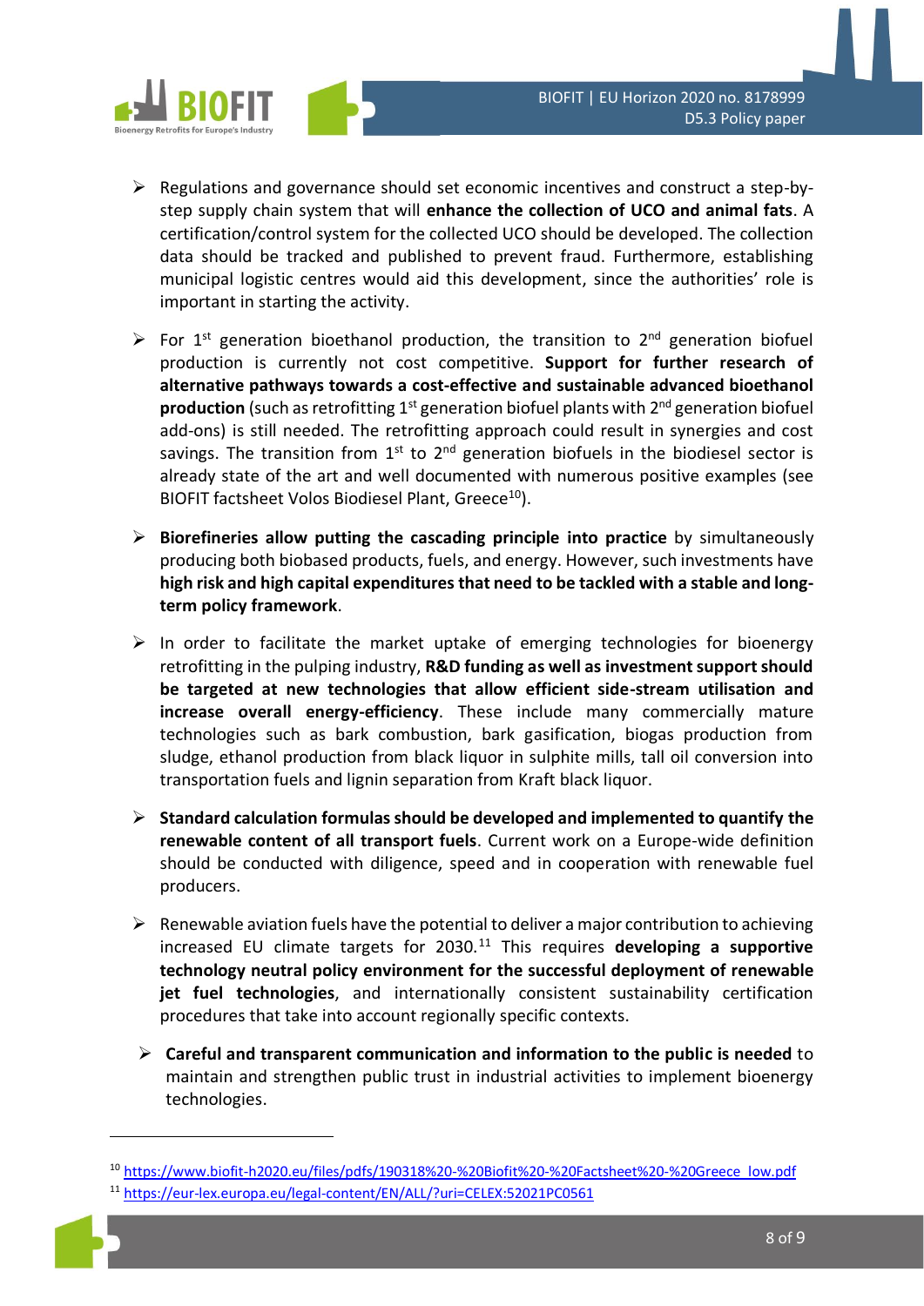- Regulations and governance should set economic incentives and construct a step-by-step supply chain system that will **enhance the collection of UCO and animal fats**. A certification/control system for the collected UCO should be developed. The collection data should be tracked and published to prevent fraud. Furthermore, establishing municipal logistic centres would aid this development, since the authorities' role is important in starting the activity.

- For 1st generation bioethanol production, the transition to 2nd generation biofuel production is currently not cost competitive. **Support for further research of alternative pathways towards a cost-effective and sustainable advanced bioethanol production** (such as retrofitting 1st generation biofuel plants with 2nd generation biofuel add-ons) is still needed. The retrofitting approach could result in synergies and cost savings. The transition from 1st to 2nd generation biofuels in the biodiesel sector is already state of the art and well documented with numerous positive examples (see BIOFIT factsheet Volos Biodiesel Plant, Greece[10]).

- **Biorefineries allow putting the cascading principle into practice** by simultaneously producing both biobased products, fuels, and energy. However, such investments have **high risk and high capital expenditures that need to be tackled with a stable and long-term policy framework**.

- In order to facilitate the market uptake of emerging technologies for bioenergy retrofitting in the pulping industry, **R&D funding as well as investment support should be targeted at new technologies that allow efficient side-stream utilisation and increase overall energy-efficiency**. These include many commercially mature technologies such as bark combustion, bark gasification, biogas production from sludge, ethanol production from black liquor in sulphite mills, tall oil conversion into transportation fuels and lignin separation from Kraft black liquor.

- **Standard calculation formulas should be developed and implemented to quantify the renewable content of all transport fuels**. Current work on a Europe-wide definition should be conducted with diligence, speed and in cooperation with renewable fuel producers.

- Renewable aviation fuels have the potential to deliver a major contribution to achieving increased EU climate targets for 2030.[11] This requires **developing a supportive technology neutral policy environment for the successful deployment of renewable jet fuel technologies**, and internationally consistent sustainability certification procedures that take into account regionally specific contexts.

- **Careful and transparent communication and information to the public is needed** to maintain and strengthen public trust in industrial activities to implement bioenergy technologies.

---

[10] https://www.biofit-h2020.eu/files/pdfs/190318%20-%20Biofit%20-%20Factsheet%20-%20Greece_low.pdf

[11] https://eur-lex.europa.eu/legal-content/EN/ALL/?uri=CELEX:52021PC0561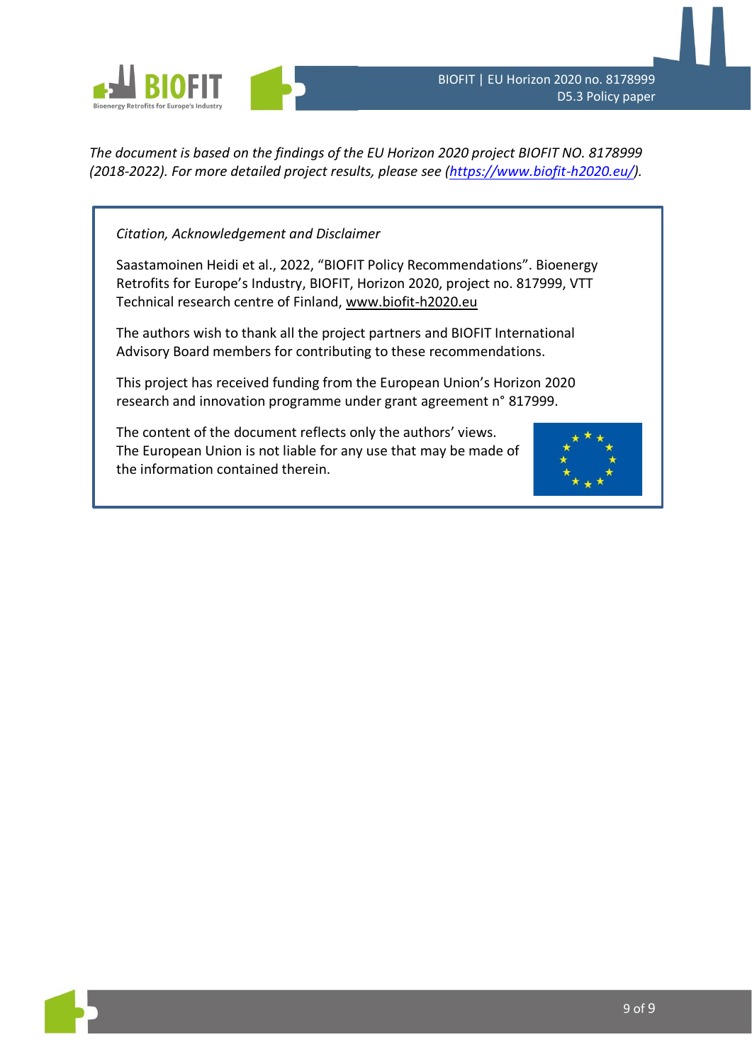*The document is based on the findings of the EU Horizon 2020 project BIOFIT NO. 8178999 (2018-2022). For more detailed project results, please see (https://www.biofit-h2020.eu/).*

*Citation, Acknowledgement and Disclaimer*

Saastamoinen Heidi et al., 2022, "BIOFIT Policy Recommendations". Bioenergy Retrofits for Europe's Industry, BIOFIT, Horizon 2020, project no. 817999, VTT Technical research centre of Finland, www.biofit-h2020.eu

The authors wish to thank all the project partners and BIOFIT International Advisory Board members for contributing to these recommendations.

This project has received funding from the European Union's Horizon 2020 research and innovation programme under grant agreement n° 817999.

The content of the document reflects only the authors' views. The European Union is not liable for any use that may be made of the information contained therein.